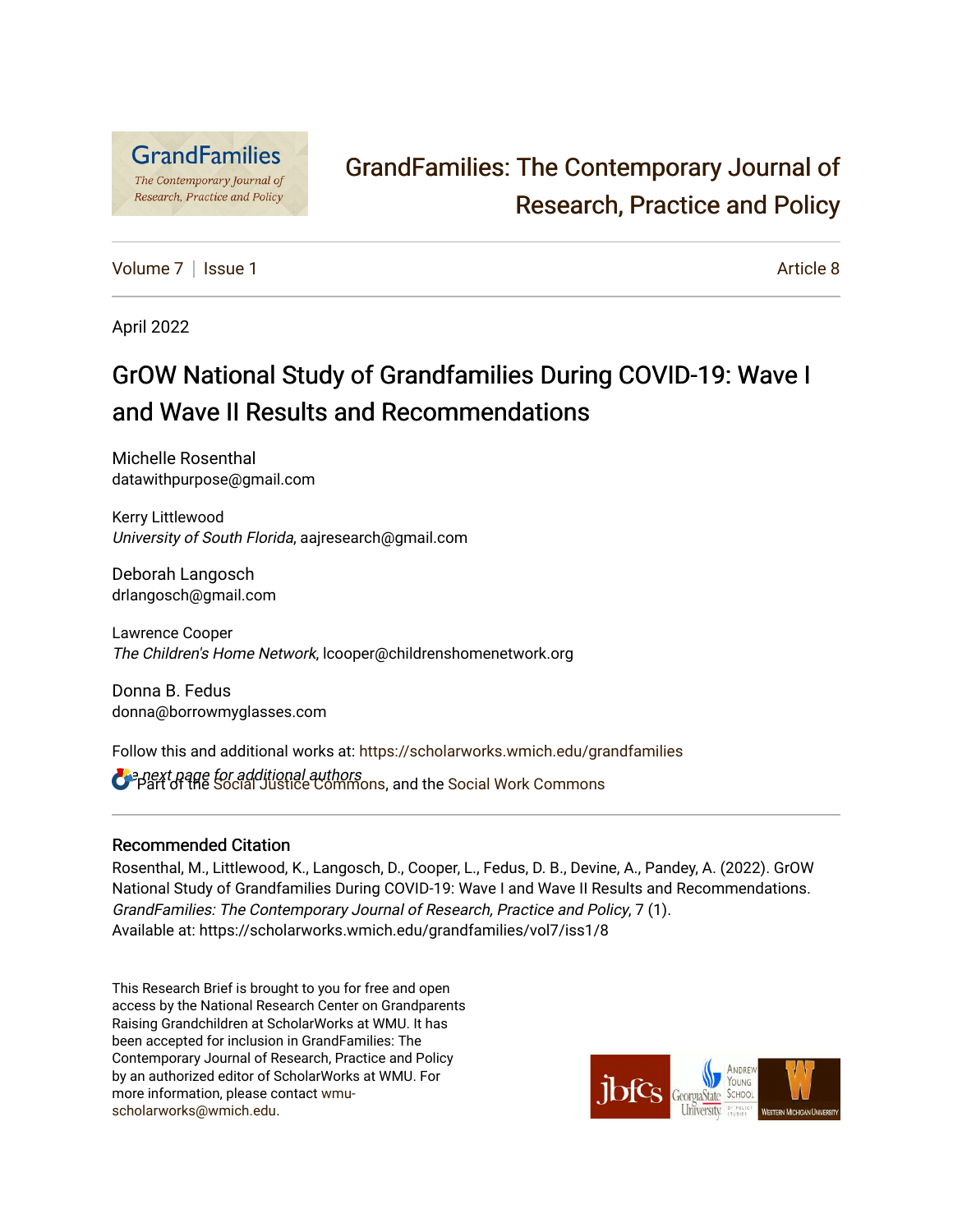GrandFamilies: The Contemporary Journal of Research, Practice and Policy

Volume 7 | Issue 1 | Article 8

April 2022

# GrOW National Study of Grandfamilies During COVID-19: Wave I and Wave II Results and Recommendations

Michelle Rosenthal
datawithpurpose@gmail.com

Kerry Littlewood
*University of South Florida*, aajresearch@gmail.com

Deborah Langosch
drlangosch@gmail.com

Lawrence Cooper
*The Children's Home Network*, lcooper@childrenshomenetwork.org

Donna B. Fedus
donna@borrowmyglasses.com

Follow this and additional works at: https://scholarworks.wmich.edu/grandfamilies

*See next page for additional authors*

Part of the Social Justice Commons, and the Social Work Commons

## Recommended Citation

Rosenthal, M., Littlewood, K., Langosch, D., Cooper, L., Fedus, D. B., Devine, A., Pandey, A. (2022). GrOW National Study of Grandfamilies During COVID-19: Wave I and Wave II Results and Recommendations. *GrandFamilies: The Contemporary Journal of Research, Practice and Policy*, 7 (1).
Available at: https://scholarworks.wmich.edu/grandfamilies/vol7/iss1/8

This Research Brief is brought to you for free and open access by the National Research Center on Grandparents Raising Grandchildren at ScholarWorks at WMU. It has been accepted for inclusion in GrandFamilies: The Contemporary Journal of Research, Practice and Policy by an authorized editor of ScholarWorks at WMU. For more information, please contact wmu-scholarworks@wmich.edu.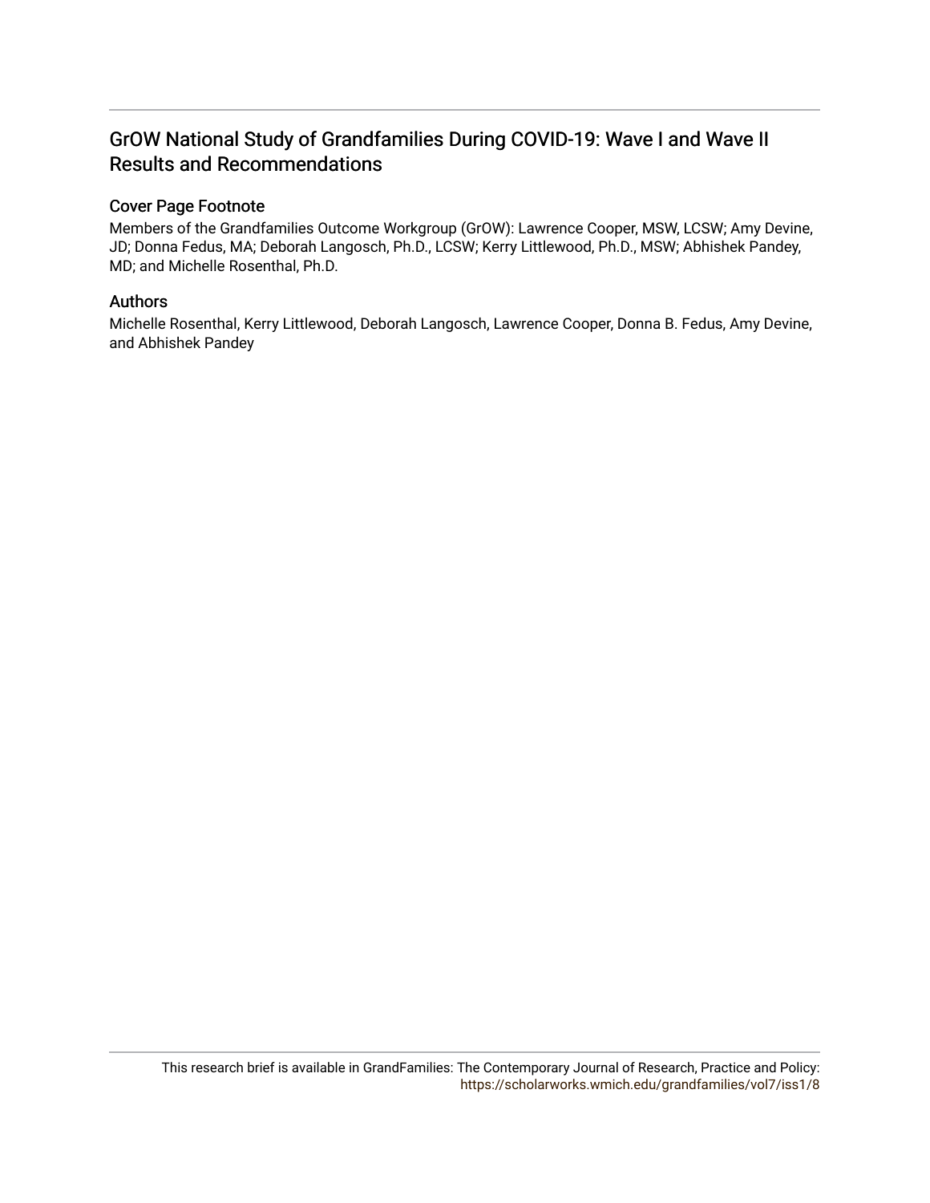## GrOW National Study of Grandfamilies During COVID-19: Wave I and Wave II Results and Recommendations

### Cover Page Footnote

Members of the Grandfamilies Outcome Workgroup (GrOW): Lawrence Cooper, MSW, LCSW; Amy Devine, JD; Donna Fedus, MA; Deborah Langosch, Ph.D., LCSW; Kerry Littlewood, Ph.D., MSW; Abhishek Pandey, MD; and Michelle Rosenthal, Ph.D.

### Authors

Michelle Rosenthal, Kerry Littlewood, Deborah Langosch, Lawrence Cooper, Donna B. Fedus, Amy Devine, and Abhishek Pandey

This research brief is available in GrandFamilies: The Contemporary Journal of Research, Practice and Policy: https://scholarworks.wmich.edu/grandfamilies/vol7/iss1/8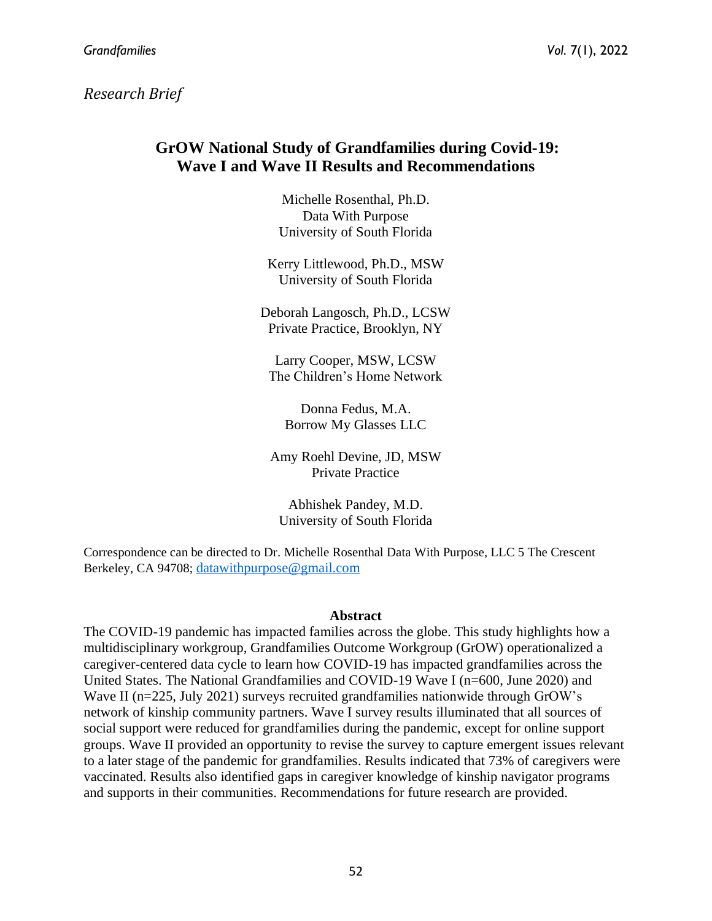*Research Brief*

# GrOW National Study of Grandfamilies during Covid-19: Wave I and Wave II Results and Recommendations

Michelle Rosenthal, Ph.D.
Data With Purpose
University of South Florida

Kerry Littlewood, Ph.D., MSW
University of South Florida

Deborah Langosch, Ph.D., LCSW
Private Practice, Brooklyn, NY

Larry Cooper, MSW, LCSW
The Children's Home Network

Donna Fedus, M.A.
Borrow My Glasses LLC

Amy Roehl Devine, JD, MSW
Private Practice

Abhishek Pandey, M.D.
University of South Florida

Correspondence can be directed to Dr. Michelle Rosenthal Data With Purpose, LLC 5 The Crescent Berkeley, CA 94708; [datawithpurpose@gmail.com](mailto:datawithpurpose@gmail.com)

## Abstract

The COVID-19 pandemic has impacted families across the globe. This study highlights how a multidisciplinary workgroup, Grandfamilies Outcome Workgroup (GrOW) operationalized a caregiver-centered data cycle to learn how COVID-19 has impacted grandfamilies across the United States. The National Grandfamilies and COVID-19 Wave I (n=600, June 2020) and Wave II (n=225, July 2021) surveys recruited grandfamilies nationwide through GrOW's network of kinship community partners. Wave I survey results illuminated that all sources of social support were reduced for grandfamilies during the pandemic, except for online support groups. Wave II provided an opportunity to revise the survey to capture emergent issues relevant to a later stage of the pandemic for grandfamilies. Results indicated that 73% of caregivers were vaccinated. Results also identified gaps in caregiver knowledge of kinship navigator programs and supports in their communities. Recommendations for future research are provided.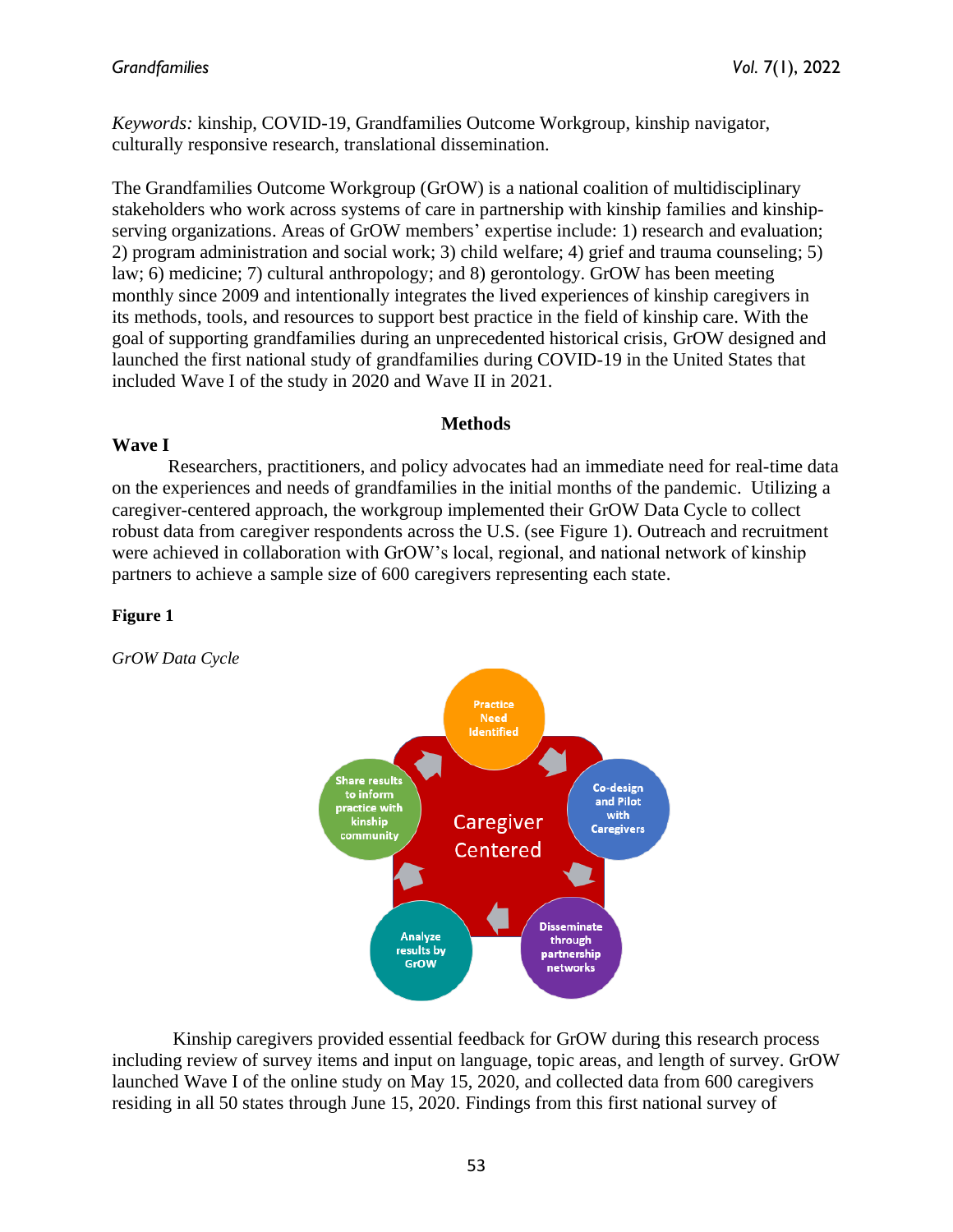*Keywords:* kinship, COVID-19, Grandfamilies Outcome Workgroup, kinship navigator, culturally responsive research, translational dissemination.

The Grandfamilies Outcome Workgroup (GrOW) is a national coalition of multidisciplinary stakeholders who work across systems of care in partnership with kinship families and kinship-serving organizations. Areas of GrOW members' expertise include: 1) research and evaluation; 2) program administration and social work; 3) child welfare; 4) grief and trauma counseling; 5) law; 6) medicine; 7) cultural anthropology; and 8) gerontology. GrOW has been meeting monthly since 2009 and intentionally integrates the lived experiences of kinship caregivers in its methods, tools, and resources to support best practice in the field of kinship care. With the goal of supporting grandfamilies during an unprecedented historical crisis, GrOW designed and launched the first national study of grandfamilies during COVID-19 in the United States that included Wave I of the study in 2020 and Wave II in 2021.

## Methods

### Wave I

Researchers, practitioners, and policy advocates had an immediate need for real-time data on the experiences and needs of grandfamilies in the initial months of the pandemic. Utilizing a caregiver-centered approach, the workgroup implemented their GrOW Data Cycle to collect robust data from caregiver respondents across the U.S. (see Figure 1). Outreach and recruitment were achieved in collaboration with GrOW's local, regional, and national network of kinship partners to achieve a sample size of 600 caregivers representing each state.

**Figure 1**

*GrOW Data Cycle*

Caregiver Centered

Practice Need Identified → Co-design and Pilot with Caregivers → Disseminate through partnership networks → Analyze results by GrOW → Share results to inform practice with kinship community

Kinship caregivers provided essential feedback for GrOW during this research process including review of survey items and input on language, topic areas, and length of survey. GrOW launched Wave I of the online study on May 15, 2020, and collected data from 600 caregivers residing in all 50 states through June 15, 2020. Findings from this first national survey of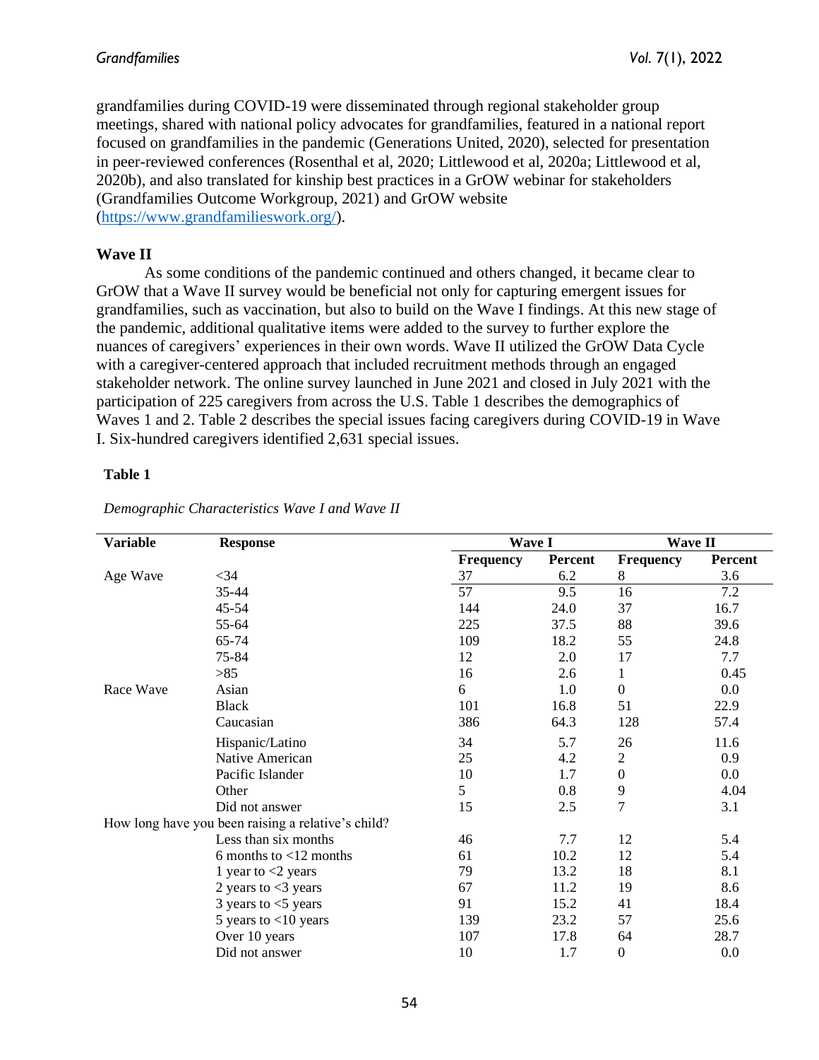grandfamilies during COVID-19 were disseminated through regional stakeholder group meetings, shared with national policy advocates for grandfamilies, featured in a national report focused on grandfamilies in the pandemic (Generations United, 2020), selected for presentation in peer-reviewed conferences (Rosenthal et al, 2020; Littlewood et al, 2020a; Littlewood et al, 2020b), and also translated for kinship best practices in a GrOW webinar for stakeholders (Grandfamilies Outcome Workgroup, 2021) and GrOW website (https://www.grandfamilieswork.org/).

### Wave II

As some conditions of the pandemic continued and others changed, it became clear to GrOW that a Wave II survey would be beneficial not only for capturing emergent issues for grandfamilies, such as vaccination, but also to build on the Wave I findings. At this new stage of the pandemic, additional qualitative items were added to the survey to further explore the nuances of caregivers' experiences in their own words. Wave II utilized the GrOW Data Cycle with a caregiver-centered approach that included recruitment methods through an engaged stakeholder network. The online survey launched in June 2021 and closed in July 2021 with the participation of 225 caregivers from across the U.S. Table 1 describes the demographics of Waves 1 and 2. Table 2 describes the special issues facing caregivers during COVID-19 in Wave I. Six-hundred caregivers identified 2,631 special issues.

**Table 1**

*Demographic Characteristics Wave I and Wave II*

| Variable | Response | Wave I | | Wave II | |
|---|---|---|---|---|---|
| | | Frequency | Percent | Frequency | Percent |
| Age Wave | <34 | 37 | 6.2 | 8 | 3.6 |
| | 35-44 | 57 | 9.5 | 16 | 7.2 |
| | 45-54 | 144 | 24.0 | 37 | 16.7 |
| | 55-64 | 225 | 37.5 | 88 | 39.6 |
| | 65-74 | 109 | 18.2 | 55 | 24.8 |
| | 75-84 | 12 | 2.0 | 17 | 7.7 |
| | >85 | 16 | 2.6 | 1 | 0.45 |
| Race Wave | Asian | 6 | 1.0 | 0 | 0.0 |
| | Black | 101 | 16.8 | 51 | 22.9 |
| | Caucasian | 386 | 64.3 | 128 | 57.4 |
| | Hispanic/Latino | 34 | 5.7 | 26 | 11.6 |
| | Native American | 25 | 4.2 | 2 | 0.9 |
| | Pacific Islander | 10 | 1.7 | 0 | 0.0 |
| | Other | 5 | 0.8 | 9 | 4.04 |
| | Did not answer | 15 | 2.5 | 7 | 3.1 |
| How long have you been raising a relative's child? | | | | | |
| | Less than six months | 46 | 7.7 | 12 | 5.4 |
| | 6 months to <12 months | 61 | 10.2 | 12 | 5.4 |
| | 1 year to <2 years | 79 | 13.2 | 18 | 8.1 |
| | 2 years to <3 years | 67 | 11.2 | 19 | 8.6 |
| | 3 years to <5 years | 91 | 15.2 | 41 | 18.4 |
| | 5 years to <10 years | 139 | 23.2 | 57 | 25.6 |
| | Over 10 years | 107 | 17.8 | 64 | 28.7 |
| | Did not answer | 10 | 1.7 | 0 | 0.0 |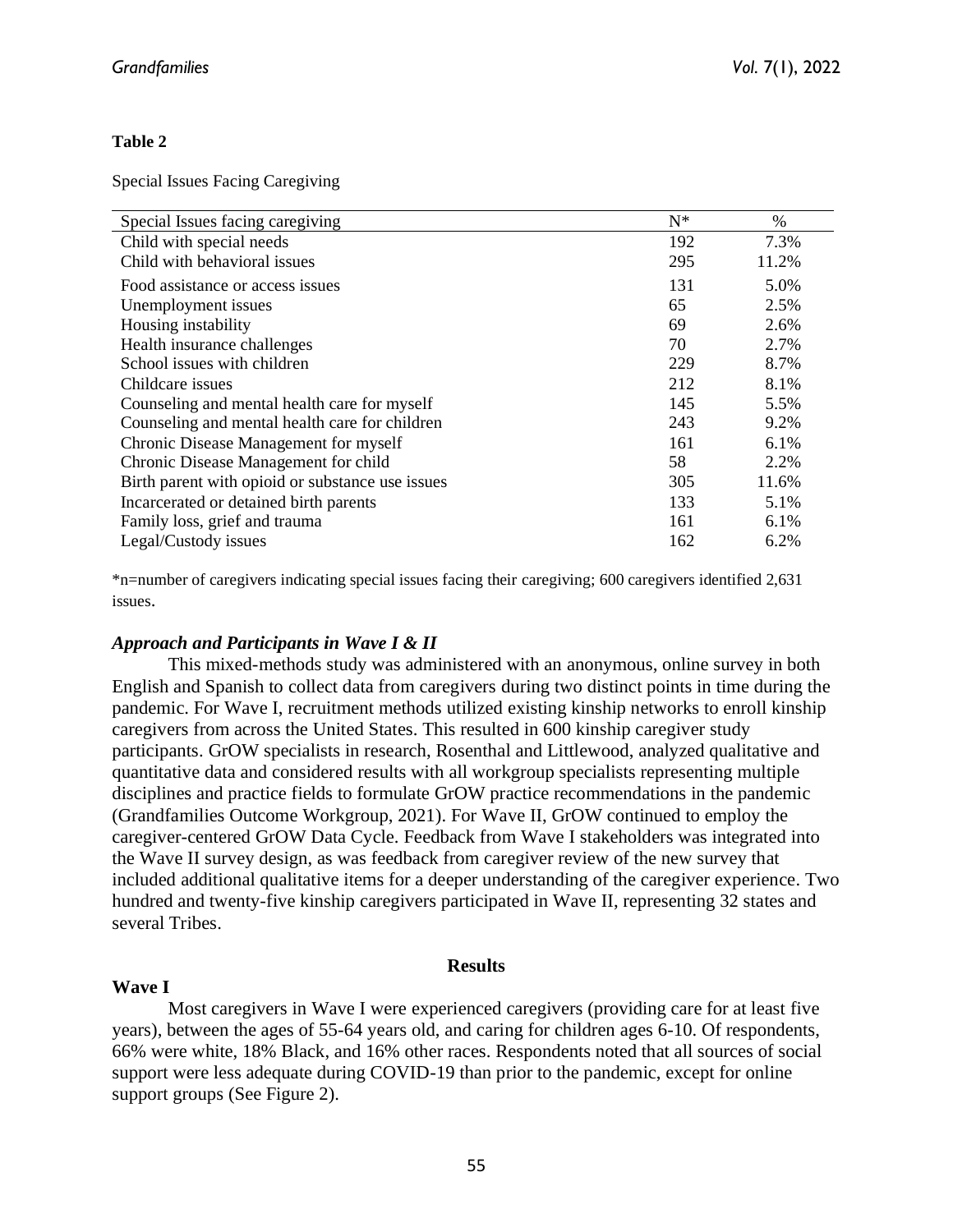**Table 2**

Special Issues Facing Caregiving

| Special Issues facing caregiving | N* | % |
|---|---|---|
| Child with special needs | 192 | 7.3% |
| Child with behavioral issues | 295 | 11.2% |
| Food assistance or access issues | 131 | 5.0% |
| Unemployment issues | 65 | 2.5% |
| Housing instability | 69 | 2.6% |
| Health insurance challenges | 70 | 2.7% |
| School issues with children | 229 | 8.7% |
| Childcare issues | 212 | 8.1% |
| Counseling and mental health care for myself | 145 | 5.5% |
| Counseling and mental health care for children | 243 | 9.2% |
| Chronic Disease Management for myself | 161 | 6.1% |
| Chronic Disease Management for child | 58 | 2.2% |
| Birth parent with opioid or substance use issues | 305 | 11.6% |
| Incarcerated or detained birth parents | 133 | 5.1% |
| Family loss, grief and trauma | 161 | 6.1% |
| Legal/Custody issues | 162 | 6.2% |

*n=number of caregivers indicating special issues facing their caregiving; 600 caregivers identified 2,631 issues.

### *Approach and Participants in Wave I & II*

This mixed-methods study was administered with an anonymous, online survey in both English and Spanish to collect data from caregivers during two distinct points in time during the pandemic. For Wave I, recruitment methods utilized existing kinship networks to enroll kinship caregivers from across the United States. This resulted in 600 kinship caregiver study participants. GrOW specialists in research, Rosenthal and Littlewood, analyzed qualitative and quantitative data and considered results with all workgroup specialists representing multiple disciplines and practice fields to formulate GrOW practice recommendations in the pandemic (Grandfamilies Outcome Workgroup, 2021). For Wave II, GrOW continued to employ the caregiver-centered GrOW Data Cycle. Feedback from Wave I stakeholders was integrated into the Wave II survey design, as was feedback from caregiver review of the new survey that included additional qualitative items for a deeper understanding of the caregiver experience. Two hundred and twenty-five kinship caregivers participated in Wave II, representing 32 states and several Tribes.

## Results

### Wave I

Most caregivers in Wave I were experienced caregivers (providing care for at least five years), between the ages of 55-64 years old, and caring for children ages 6-10. Of respondents, 66% were white, 18% Black, and 16% other races. Respondents noted that all sources of social support were less adequate during COVID-19 than prior to the pandemic, except for online support groups (See Figure 2).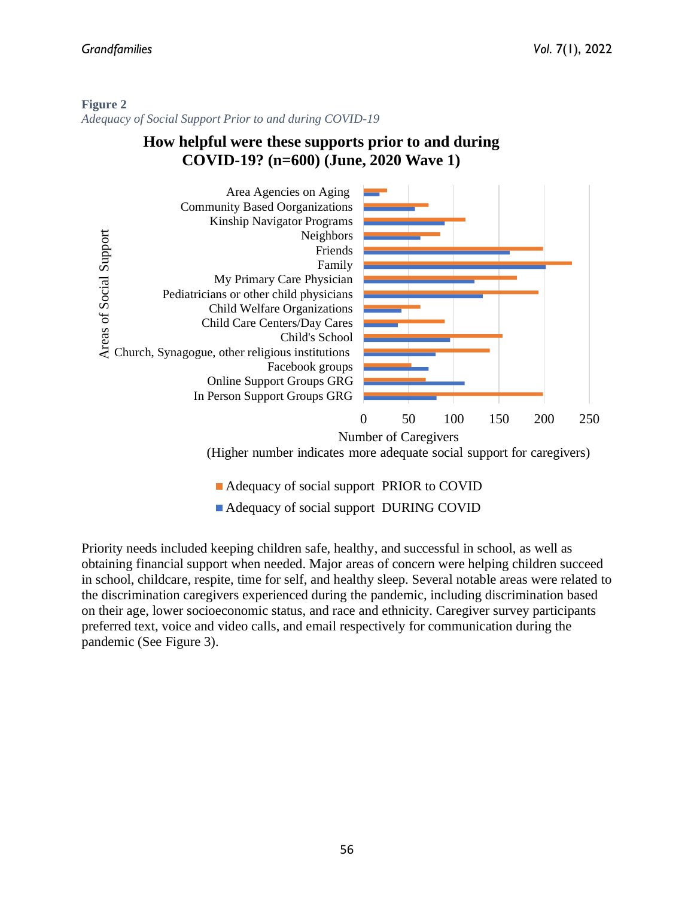**Figure 2**

*Adequacy of Social Support Prior to and during COVID-19*

Priority needs included keeping children safe, healthy, and successful in school, as well as obtaining financial support when needed. Major areas of concern were helping children succeed in school, childcare, respite, time for self, and healthy sleep. Several notable areas were related to the discrimination caregivers experienced during the pandemic, including discrimination based on their age, lower socioeconomic status, and race and ethnicity. Caregiver survey participants preferred text, voice and video calls, and email respectively for communication during the pandemic (See Figure 3).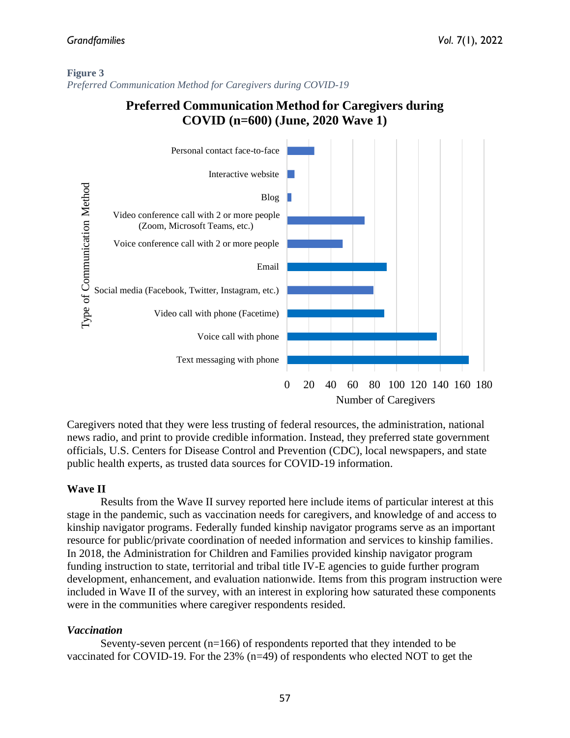**Figure 3**

*Preferred Communication Method for Caregivers during COVID-19*

**Preferred Communication Method for Caregivers during COVID (n=600) (June, 2020 Wave 1)**

| Type of Communication Method | Number of Caregivers (approx.) |
| --- | --- |
| Personal contact face-to-face | 25 |
| Interactive website | 7 |
| Blog | 4 |
| Video conference call with 2 or more people (Zoom, Microsoft Teams, etc.) | 71 |
| Voice conference call with 2 or more people | 51 |
| Email | 91 |
| Social media (Facebook, Twitter, Instagram, etc.) | 79 |
| Video call with phone (Facetime) | 89 |
| Voice call with phone | 137 |
| Text messaging with phone | 166 |

Caregivers noted that they were less trusting of federal resources, the administration, national news radio, and print to provide credible information. Instead, they preferred state government officials, U.S. Centers for Disease Control and Prevention (CDC), local newspapers, and state public health experts, as trusted data sources for COVID-19 information.

### Wave II

Results from the Wave II survey reported here include items of particular interest at this stage in the pandemic, such as vaccination needs for caregivers, and knowledge of and access to kinship navigator programs. Federally funded kinship navigator programs serve as an important resource for public/private coordination of needed information and services to kinship families. In 2018, the Administration for Children and Families provided kinship navigator program funding instruction to state, territorial and tribal title IV-E agencies to guide further program development, enhancement, and evaluation nationwide. Items from this program instruction were included in Wave II of the survey, with an interest in exploring how saturated these components were in the communities where caregiver respondents resided.

#### *Vaccination*

Seventy-seven percent (n=166) of respondents reported that they intended to be vaccinated for COVID-19. For the 23% (n=49) of respondents who elected NOT to get the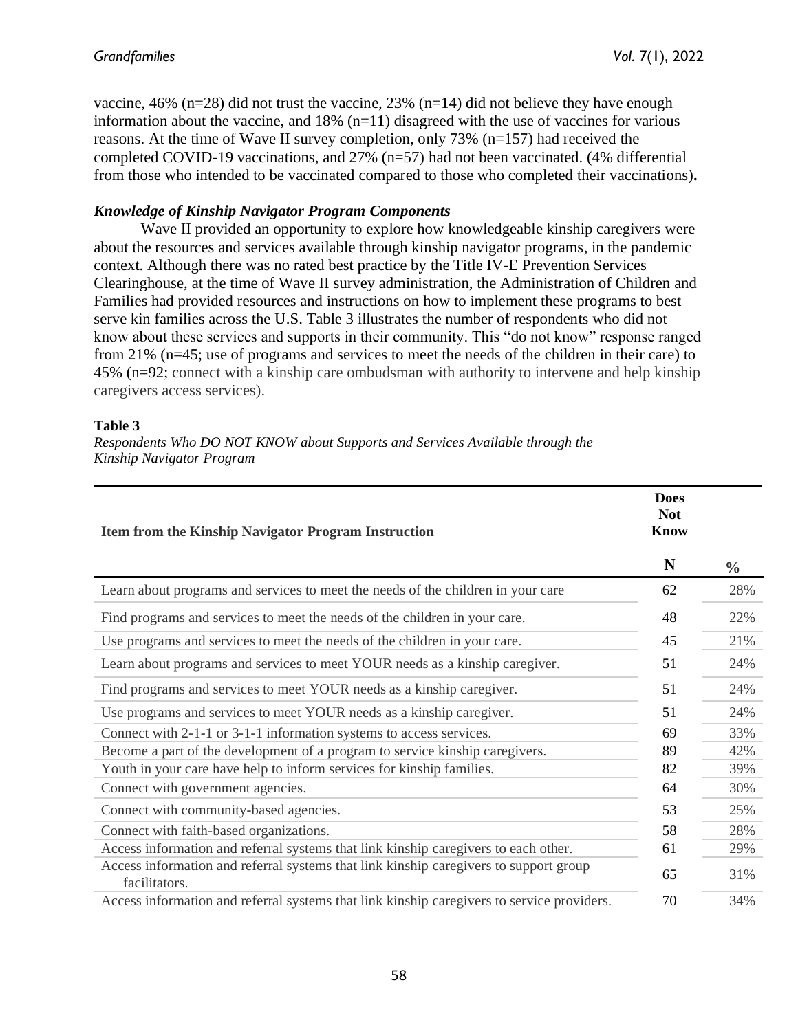vaccine, 46% (n=28) did not trust the vaccine, 23% (n=14) did not believe they have enough information about the vaccine, and 18% (n=11) disagreed with the use of vaccines for various reasons. At the time of Wave II survey completion, only 73% (n=157) had received the completed COVID-19 vaccinations, and 27% (n=57) had not been vaccinated. (4% differential from those who intended to be vaccinated compared to those who completed their vaccinations)**.**

### *Knowledge of Kinship Navigator Program Components*

Wave II provided an opportunity to explore how knowledgeable kinship caregivers were about the resources and services available through kinship navigator programs, in the pandemic context. Although there was no rated best practice by the Title IV-E Prevention Services Clearinghouse, at the time of Wave II survey administration, the Administration of Children and Families had provided resources and instructions on how to implement these programs to best serve kin families across the U.S. Table 3 illustrates the number of respondents who did not know about these services and supports in their community. This "do not know" response ranged from 21% (n=45; use of programs and services to meet the needs of the children in their care) to 45% (n=92; connect with a kinship care ombudsman with authority to intervene and help kinship caregivers access services).

**Table 3**

*Respondents Who DO NOT KNOW about Supports and Services Available through the Kinship Navigator Program*

| Item from the Kinship Navigator Program Instruction | Does Not Know | |
|---|---|---|
| | N | % |
| Learn about programs and services to meet the needs of the children in your care | 62 | 28% |
| Find programs and services to meet the needs of the children in your care. | 48 | 22% |
| Use programs and services to meet the needs of the children in your care. | 45 | 21% |
| Learn about programs and services to meet YOUR needs as a kinship caregiver. | 51 | 24% |
| Find programs and services to meet YOUR needs as a kinship caregiver. | 51 | 24% |
| Use programs and services to meet YOUR needs as a kinship caregiver. | 51 | 24% |
| Connect with 2-1-1 or 3-1-1 information systems to access services. | 69 | 33% |
| Become a part of the development of a program to service kinship caregivers. | 89 | 42% |
| Youth in your care have help to inform services for kinship families. | 82 | 39% |
| Connect with government agencies. | 64 | 30% |
| Connect with community-based agencies. | 53 | 25% |
| Connect with faith-based organizations. | 58 | 28% |
| Access information and referral systems that link kinship caregivers to each other. | 61 | 29% |
| Access information and referral systems that link kinship caregivers to support group facilitators. | 65 | 31% |
| Access information and referral systems that link kinship caregivers to service providers. | 70 | 34% |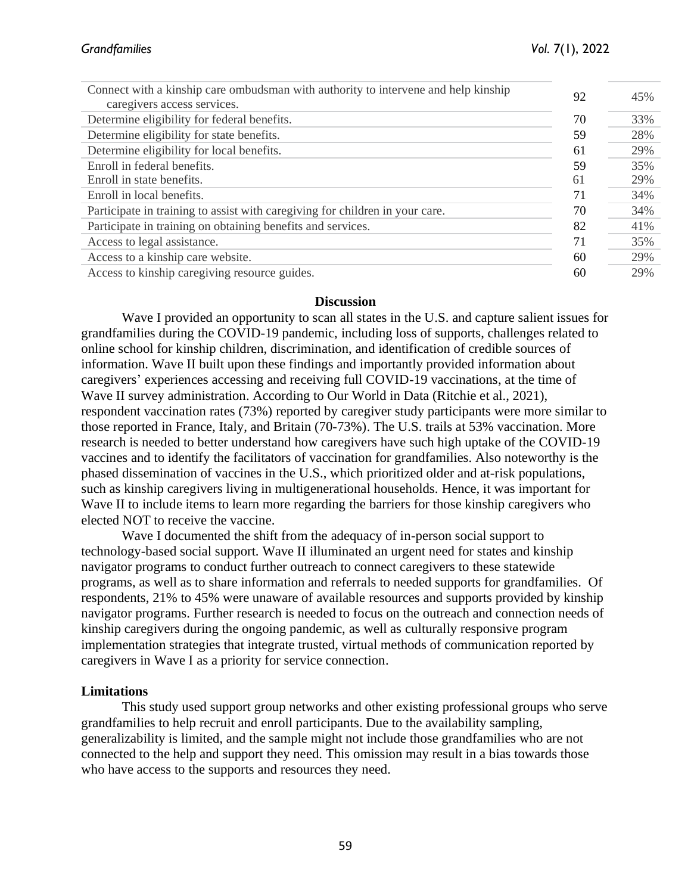| | | |
|---|---|---|
| Connect with a kinship care ombudsman with authority to intervene and help kinship caregivers access services. | 92 | 45% |
| Determine eligibility for federal benefits. | 70 | 33% |
| Determine eligibility for state benefits. | 59 | 28% |
| Determine eligibility for local benefits. | 61 | 29% |
| Enroll in federal benefits. | 59 | 35% |
| Enroll in state benefits. | 61 | 29% |
| Enroll in local benefits. | 71 | 34% |
| Participate in training to assist with caregiving for children in your care. | 70 | 34% |
| Participate in training on obtaining benefits and services. | 82 | 41% |
| Access to legal assistance. | 71 | 35% |
| Access to a kinship care website. | 60 | 29% |
| Access to kinship caregiving resource guides. | 60 | 29% |

## Discussion

Wave I provided an opportunity to scan all states in the U.S. and capture salient issues for grandfamilies during the COVID-19 pandemic, including loss of supports, challenges related to online school for kinship children, discrimination, and identification of credible sources of information. Wave II built upon these findings and importantly provided information about caregivers' experiences accessing and receiving full COVID-19 vaccinations, at the time of Wave II survey administration. According to Our World in Data (Ritchie et al., 2021), respondent vaccination rates (73%) reported by caregiver study participants were more similar to those reported in France, Italy, and Britain (70-73%). The U.S. trails at 53% vaccination. More research is needed to better understand how caregivers have such high uptake of the COVID-19 vaccines and to identify the facilitators of vaccination for grandfamilies. Also noteworthy is the phased dissemination of vaccines in the U.S., which prioritized older and at-risk populations, such as kinship caregivers living in multigenerational households. Hence, it was important for Wave II to include items to learn more regarding the barriers for those kinship caregivers who elected NOT to receive the vaccine.

Wave I documented the shift from the adequacy of in-person social support to technology-based social support. Wave II illuminated an urgent need for states and kinship navigator programs to conduct further outreach to connect caregivers to these statewide programs, as well as to share information and referrals to needed supports for grandfamilies. Of respondents, 21% to 45% were unaware of available resources and supports provided by kinship navigator programs. Further research is needed to focus on the outreach and connection needs of kinship caregivers during the ongoing pandemic, as well as culturally responsive program implementation strategies that integrate trusted, virtual methods of communication reported by caregivers in Wave I as a priority for service connection.

### Limitations

This study used support group networks and other existing professional groups who serve grandfamilies to help recruit and enroll participants. Due to the availability sampling, generalizability is limited, and the sample might not include those grandfamilies who are not connected to the help and support they need. This omission may result in a bias towards those who have access to the supports and resources they need.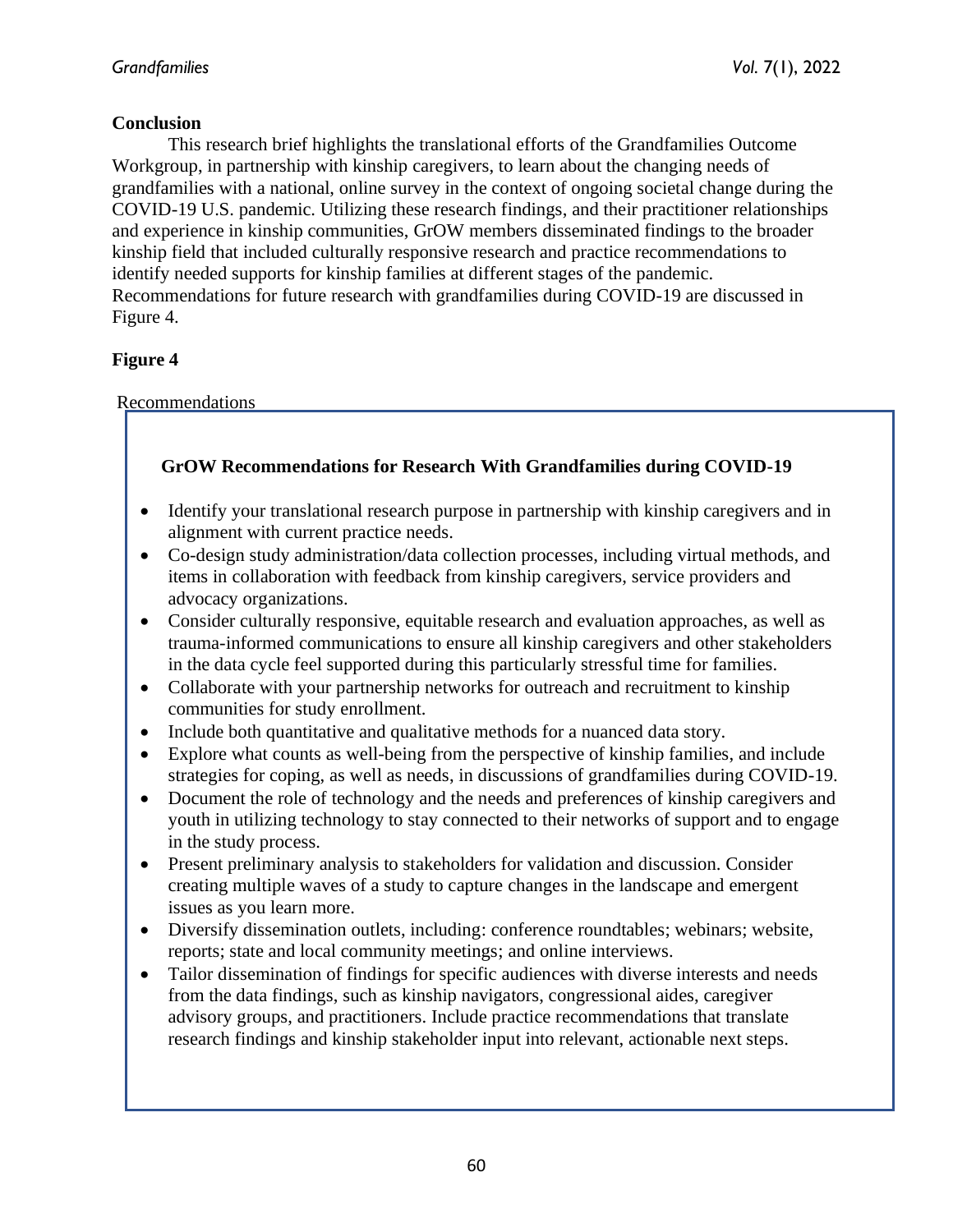## Conclusion

This research brief highlights the translational efforts of the Grandfamilies Outcome Workgroup, in partnership with kinship caregivers, to learn about the changing needs of grandfamilies with a national, online survey in the context of ongoing societal change during the COVID-19 U.S. pandemic. Utilizing these research findings, and their practitioner relationships and experience in kinship communities, GrOW members disseminated findings to the broader kinship field that included culturally responsive research and practice recommendations to identify needed supports for kinship families at different stages of the pandemic. Recommendations for future research with grandfamilies during COVID-19 are discussed in Figure 4.

**Figure 4**

Recommendations

**GrOW Recommendations for Research With Grandfamilies during COVID-19**

- Identify your translational research purpose in partnership with kinship caregivers and in alignment with current practice needs.
- Co-design study administration/data collection processes, including virtual methods, and items in collaboration with feedback from kinship caregivers, service providers and advocacy organizations.
- Consider culturally responsive, equitable research and evaluation approaches, as well as trauma-informed communications to ensure all kinship caregivers and other stakeholders in the data cycle feel supported during this particularly stressful time for families.
- Collaborate with your partnership networks for outreach and recruitment to kinship communities for study enrollment.
- Include both quantitative and qualitative methods for a nuanced data story.
- Explore what counts as well-being from the perspective of kinship families, and include strategies for coping, as well as needs, in discussions of grandfamilies during COVID-19.
- Document the role of technology and the needs and preferences of kinship caregivers and youth in utilizing technology to stay connected to their networks of support and to engage in the study process.
- Present preliminary analysis to stakeholders for validation and discussion. Consider creating multiple waves of a study to capture changes in the landscape and emergent issues as you learn more.
- Diversify dissemination outlets, including: conference roundtables; webinars; website, reports; state and local community meetings; and online interviews.
- Tailor dissemination of findings for specific audiences with diverse interests and needs from the data findings, such as kinship navigators, congressional aides, caregiver advisory groups, and practitioners. Include practice recommendations that translate research findings and kinship stakeholder input into relevant, actionable next steps.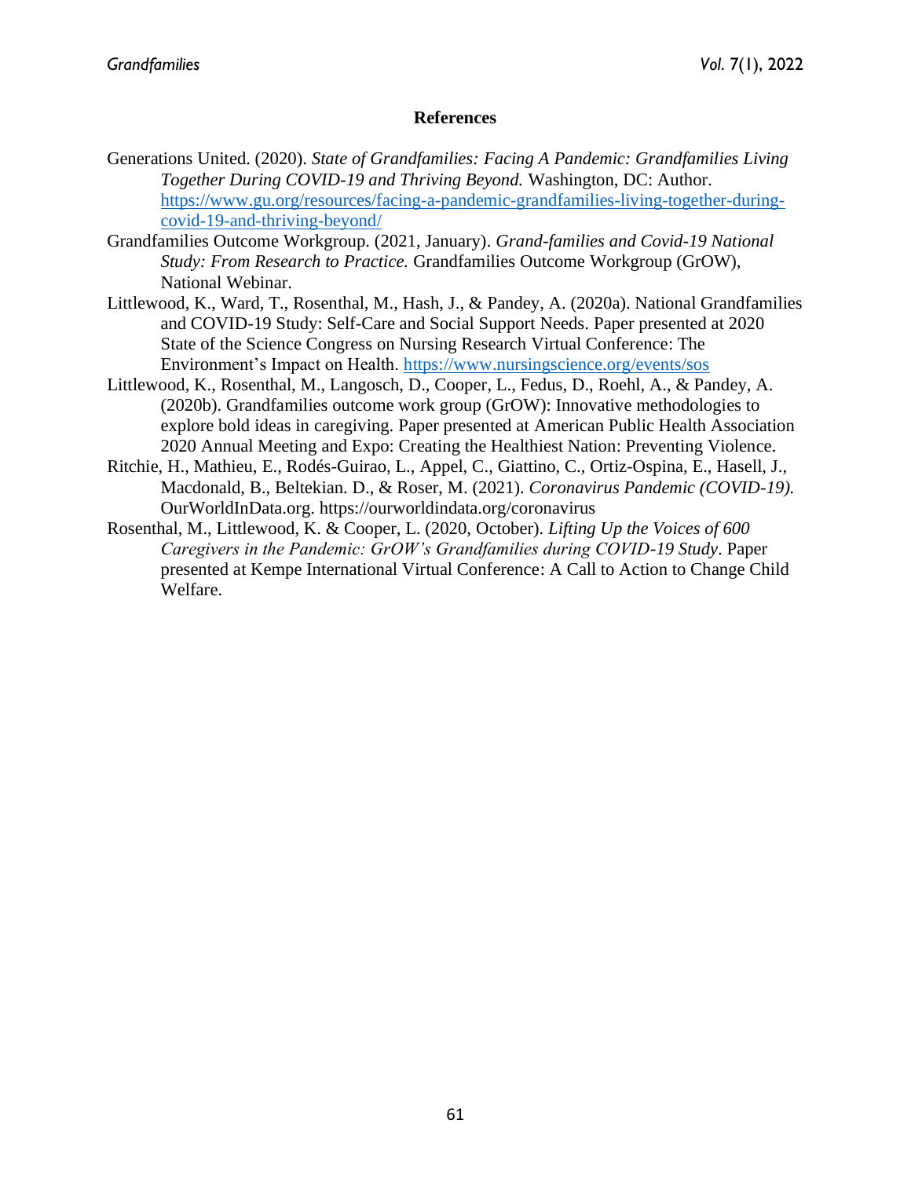## References

Generations United. (2020). *State of Grandfamilies: Facing A Pandemic: Grandfamilies Living Together During COVID-19 and Thriving Beyond.* Washington, DC: Author. https://www.gu.org/resources/facing-a-pandemic-grandfamilies-living-together-during-covid-19-and-thriving-beyond/

Grandfamilies Outcome Workgroup. (2021, January). *Grand-families and Covid-19 National Study: From Research to Practice.* Grandfamilies Outcome Workgroup (GrOW), National Webinar.

Littlewood, K., Ward, T., Rosenthal, M., Hash, J., & Pandey, A. (2020a). National Grandfamilies and COVID-19 Study: Self-Care and Social Support Needs. Paper presented at 2020 State of the Science Congress on Nursing Research Virtual Conference: The Environment's Impact on Health. https://www.nursingscience.org/events/sos

Littlewood, K., Rosenthal, M., Langosch, D., Cooper, L., Fedus, D., Roehl, A., & Pandey, A. (2020b). Grandfamilies outcome work group (GrOW): Innovative methodologies to explore bold ideas in caregiving. Paper presented at American Public Health Association 2020 Annual Meeting and Expo: Creating the Healthiest Nation: Preventing Violence.

Ritchie, H., Mathieu, E., Rodés-Guirao, L., Appel, C., Giattino, C., Ortiz-Ospina, E., Hasell, J., Macdonald, B., Beltekian. D., & Roser, M. (2021). *Coronavirus Pandemic (COVID-19).* OurWorldInData.org. https://ourworldindata.org/coronavirus

Rosenthal, M., Littlewood, K. & Cooper, L. (2020, October). *Lifting Up the Voices of 600 Caregivers in the Pandemic: GrOW's Grandfamilies during COVID-19 Study*. Paper presented at Kempe International Virtual Conference: A Call to Action to Change Child Welfare.